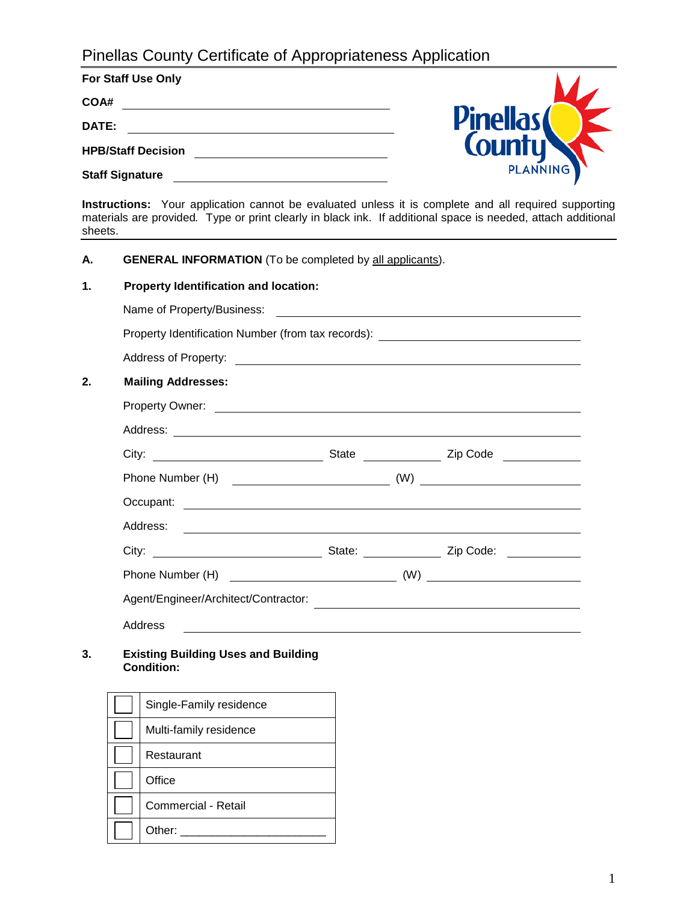# Pinellas County Certificate of Appropriateness Application

**For Staff Use Only**

**COA#** ______________________________

**DATE:** ______________________________

**HPB/Staff Decision** ______________________________

**Staff Signature** ______________________________

**Instructions:** Your application cannot be evaluated unless it is complete and all required supporting materials are provided. Type or print clearly in black ink. If additional space is needed, attach additional sheets.

---

**A. GENERAL INFORMATION** (To be completed by all applicants).

**1. Property Identification and location:**

Name of Property/Business: ______________________________

Property Identification Number (from tax records): ______________________________

Address of Property: ______________________________

**2. Mailing Addresses:**

Property Owner: ______________________________

Address: ______________________________

City: ______________ State ______________ Zip Code ______________

Phone Number (H) ______________ (W) ______________

Occupant: ______________________________

Address: ______________________________

City: ______________ State: ______________ Zip Code: ______________

Phone Number (H) ______________ (W) ______________

Agent/Engineer/Architect/Contractor: ______________________________

Address ______________________________

**3. Existing Building Uses and Building Condition:**

| | |
|---|---|
| ☐ | Single-Family residence |
| ☐ | Multi-family residence |
| ☐ | Restaurant |
| ☐ | Office |
| ☐ | Commercial - Retail |
| ☐ | Other: ______________________ |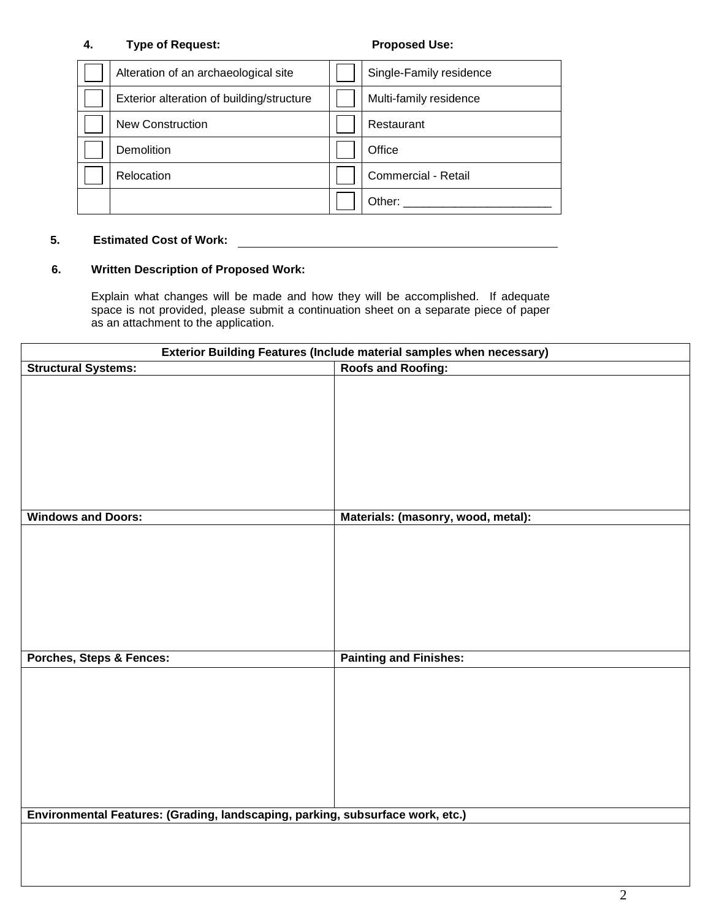**4. Type of Request:** **Proposed Use:**

| | Type of Request | | Proposed Use |
|---|---|---|---|
| ☐ | Alteration of an archaeological site | ☐ | Single-Family residence |
| ☐ | Exterior alteration of building/structure | ☐ | Multi-family residence |
| ☐ | New Construction | ☐ | Restaurant |
| ☐ | Demolition | ☐ | Office |
| ☐ | Relocation | ☐ | Commercial - Retail |
| | | ☐ | Other: _______________________ |

**5. Estimated Cost of Work:** ______________________________________________

**6. Written Description of Proposed Work:**

Explain what changes will be made and how they will be accomplished. If adequate space is not provided, please submit a continuation sheet on a separate piece of paper as an attachment to the application.

| **Exterior Building Features (Include material samples when necessary)** | |
|---|---|
| **Structural Systems:** | **Roofs and Roofing:** |
| | |
| **Windows and Doors:** | **Materials: (masonry, wood, metal):** |
| | |
| **Porches, Steps & Fences:** | **Painting and Finishes:** |
| | |
| **Environmental Features: (Grading, landscaping, parking, subsurface work, etc.)** | |
| | |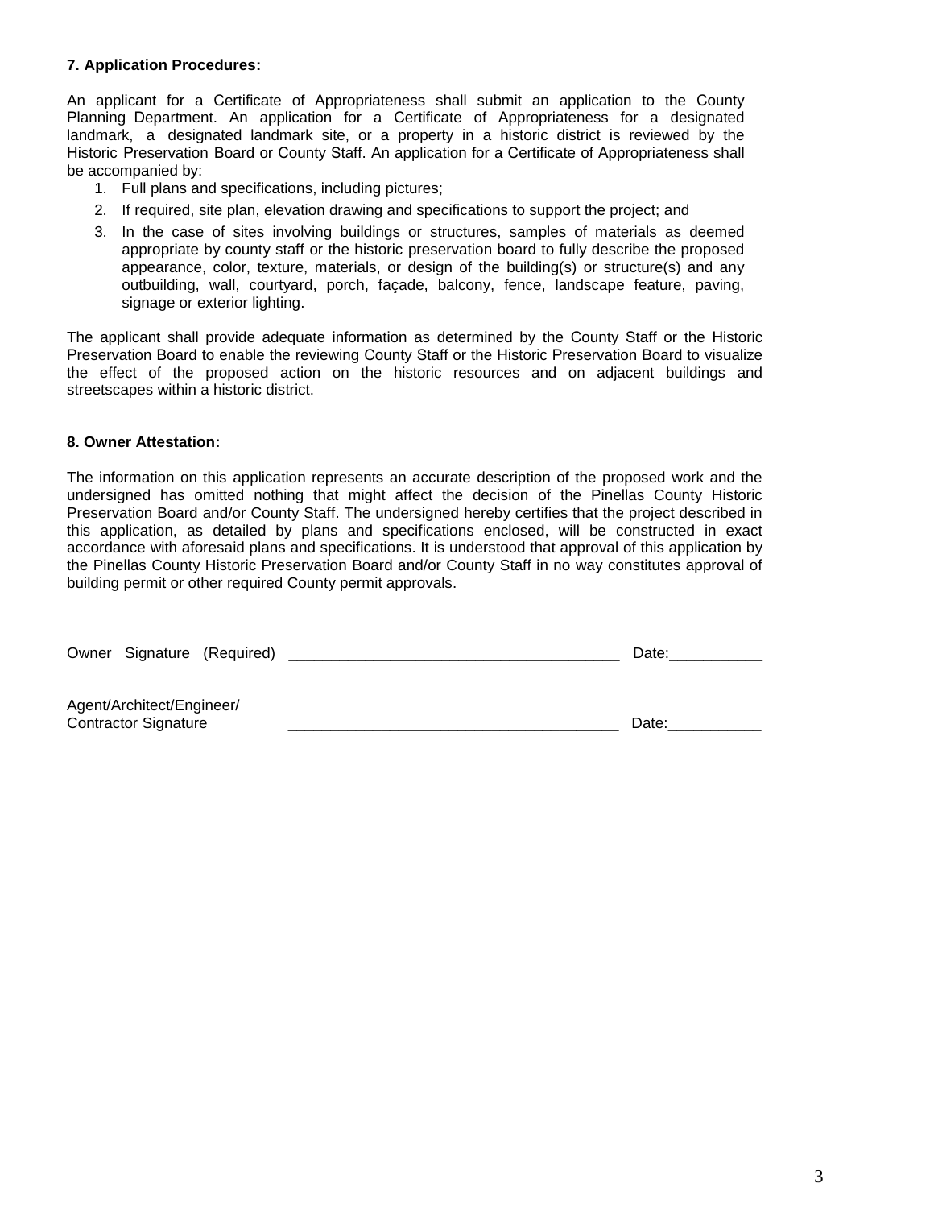**7. Application Procedures:**

An applicant for a Certificate of Appropriateness shall submit an application to the County Planning Department. An application for a Certificate of Appropriateness for a designated landmark, a designated landmark site, or a property in a historic district is reviewed by the Historic Preservation Board or County Staff. An application for a Certificate of Appropriateness shall be accompanied by:

1. Full plans and specifications, including pictures;
2. If required, site plan, elevation drawing and specifications to support the project; and
3. In the case of sites involving buildings or structures, samples of materials as deemed appropriate by county staff or the historic preservation board to fully describe the proposed appearance, color, texture, materials, or design of the building(s) or structure(s) and any outbuilding, wall, courtyard, porch, façade, balcony, fence, landscape feature, paving, signage or exterior lighting.

The applicant shall provide adequate information as determined by the County Staff or the Historic Preservation Board to enable the reviewing County Staff or the Historic Preservation Board to visualize the effect of the proposed action on the historic resources and on adjacent buildings and streetscapes within a historic district.

**8. Owner Attestation:**

The information on this application represents an accurate description of the proposed work and the undersigned has omitted nothing that might affect the decision of the Pinellas County Historic Preservation Board and/or County Staff. The undersigned hereby certifies that the project described in this application, as detailed by plans and specifications enclosed, will be constructed in exact accordance with aforesaid plans and specifications. It is understood that approval of this application by the Pinellas County Historic Preservation Board and/or County Staff in no way constitutes approval of building permit or other required County permit approvals.

Owner Signature (Required) ______________________________________ Date:___________

Agent/Architect/Engineer/
Contractor Signature ______________________________________ Date:___________